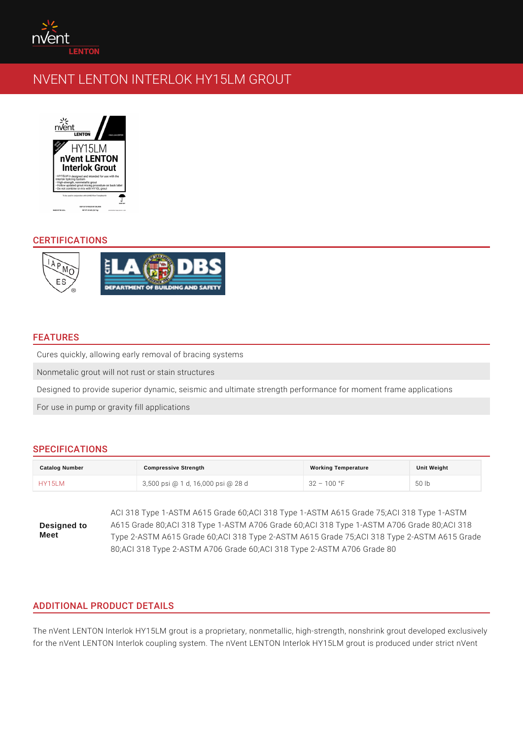# NVENT LENTON INTERLOK HY15LM GROUT

## CERTIFICATIONS

## FEATURES

- Cures quickly, allowing early removal of bracing systems
- Nonmetalic grout will not rust or stain structures
- Designed to provide superior dynamic, seismic and ultimate strength performance for moment frame applications
- For use in pump or gravity fill applications

## SPECIFICATIONS

| Catalog Number | Compressive Strength | Working Temperature | Unit Weight |
|---|---|---|---|
| HY15LM | 3,500 psi @ 1 d, 16,000 psi @ 28 d | 32 – 100 °F | 50 lb |

**Designed to Meet**

ACI 318 Type 1-ASTM A615 Grade 60;ACI 318 Type 1-ASTM A615 Grade 75;ACI 318 Type 1-ASTM A615 Grade 80;ACI 318 Type 1-ASTM A706 Grade 60;ACI 318 Type 1-ASTM A706 Grade 80;ACI 318 Type 2-ASTM A615 Grade 60;ACI 318 Type 2-ASTM A615 Grade 75;ACI 318 Type 2-ASTM A615 Grade 80;ACI 318 Type 2-ASTM A706 Grade 60;ACI 318 Type 2-ASTM A706 Grade 80

## ADDITIONAL PRODUCT DETAILS

The nVent LENTON Interlok HY15LM grout is a proprietary, nonmetallic, high-strength, nonshrink grout developed exclusively for the nVent LENTON Interlok coupling system. The nVent LENTON Interlok HY15LM grout is produced under strict nVent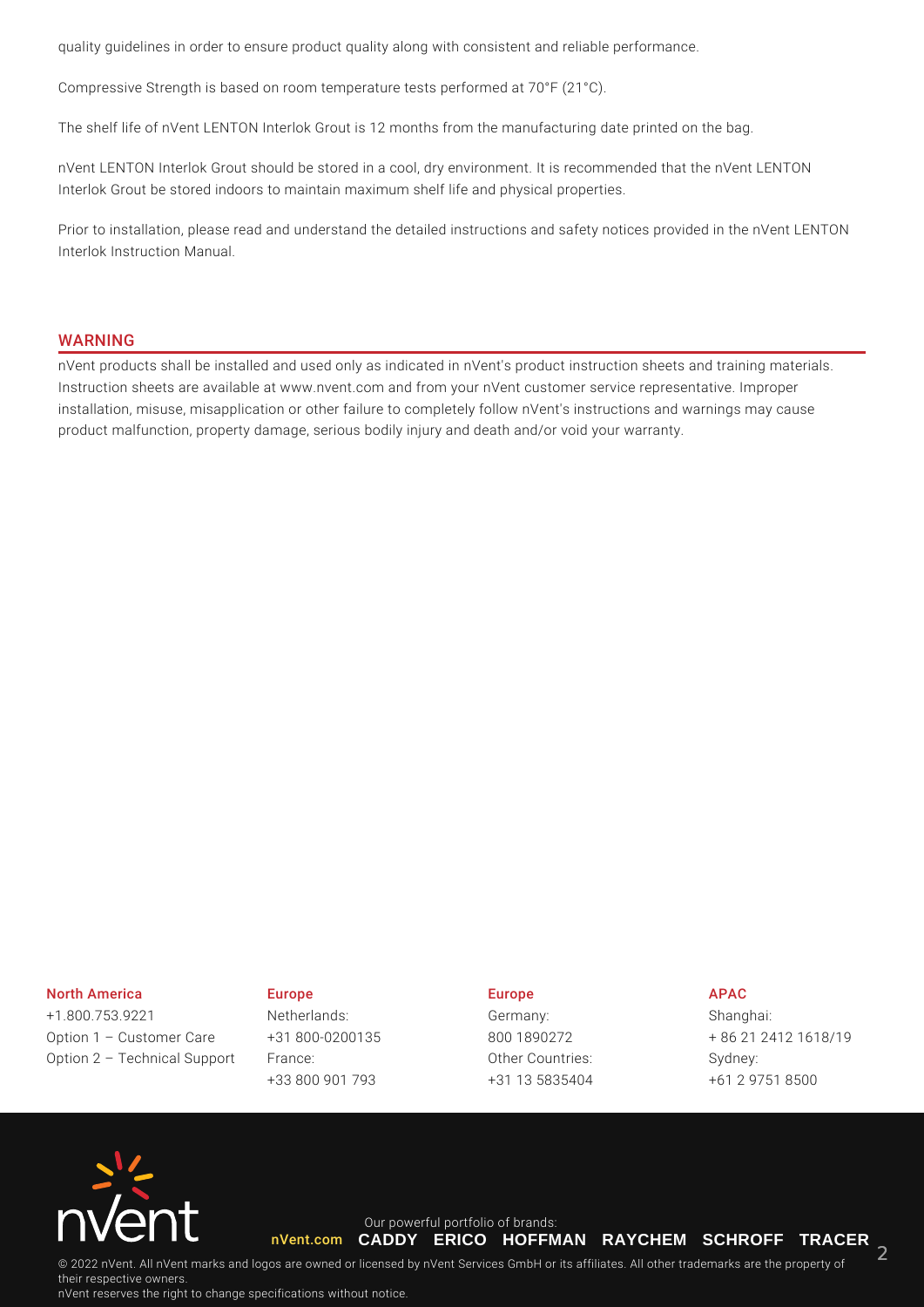quality guidelines in order to ensure product quality along with consistent and reliable performance.

Compressive Strength is based on room temperature tests performed at 70°F (21°C).

The shelf life of nVent LENTON Interlok Grout is 12 months from the manufacturing date printed on the bag.

nVent LENTON Interlok Grout should be stored in a cool, dry environment. It is recommended that the nVent LENTON Interlok Grout be stored indoors to maintain maximum shelf life and physical properties.

Prior to installation, please read and understand the detailed instructions and safety notices provided in the nVent LENTON Interlok Instruction Manual.

## WARNING

nVent products shall be installed and used only as indicated in nVent's product instruction sheets and training materials. Instruction sheets are available at www.nvent.com and from your nVent customer service representative. Improper installation, misuse, misapplication or other failure to completely follow nVent's instructions and warnings may cause product malfunction, property damage, serious bodily injury and death and/or void your warranty.

**North America**
+1.800.753.9221
Option 1 – Customer Care
Option 2 – Technical Support

**Europe**
Netherlands:
+31 800-0200135
France:
+33 800 901 793

**Europe**
Germany:
800 1890272
Other Countries:
+31 13 5835404

**APAC**
Shanghai:
+ 86 21 2412 1618/19
Sydney:
+61 2 9751 8500

Our powerful portfolio of brands:
nVent.com **CADDY ERICO HOFFMAN RAYCHEM SCHROFF TRACER**

© 2022 nVent. All nVent marks and logos are owned or licensed by nVent Services GmbH or its affiliates. All other trademarks are the property of their respective owners.
nVent reserves the right to change specifications without notice.